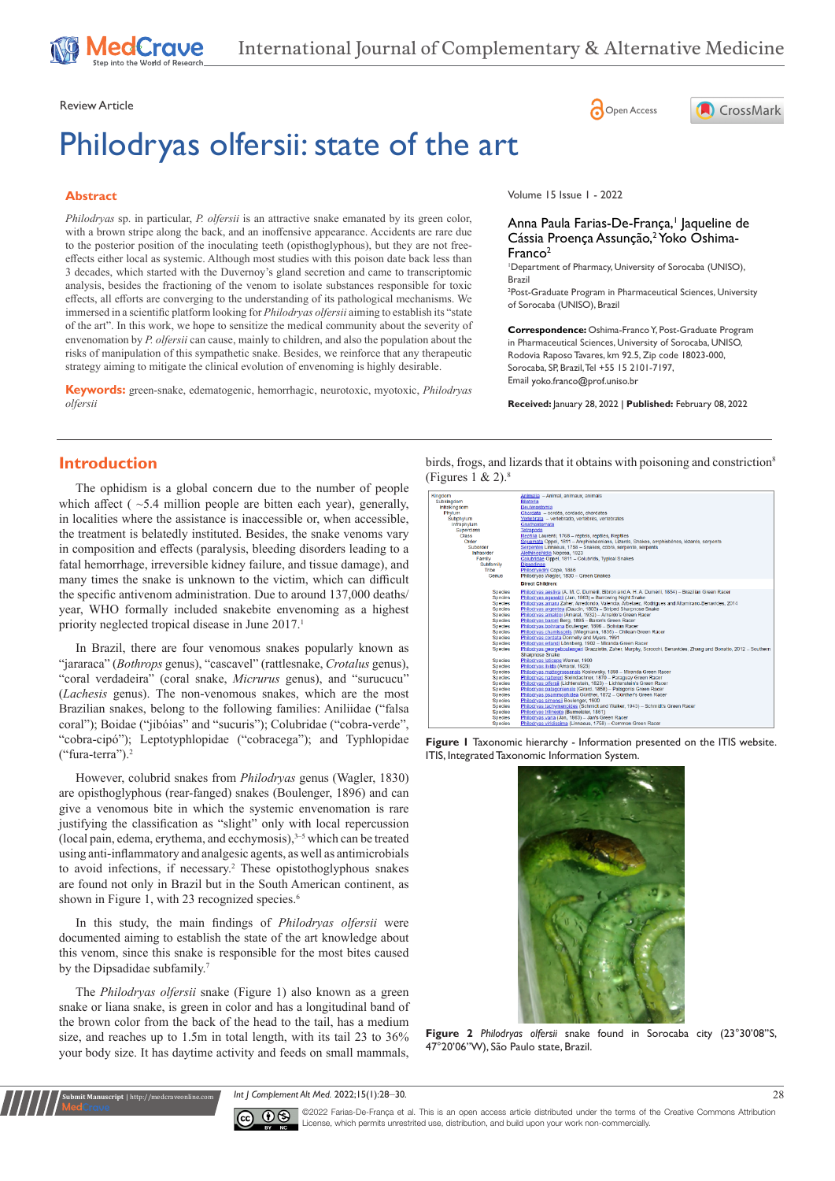Review Article

# Philodryas olfersii: state of the art

## Abstract

*Philodryas* sp. in particular, *P. olfersii* is an attractive snake emanated by its green color, with a brown stripe along the back, and an inoffensive appearance. Accidents are rare due to the posterior position of the inoculating teeth (opisthoglyphous), but they are not free-effects either local as systemic. Although most studies with this poison date back less than 3 decades, which started with the Duvernoy's gland secretion and came to transcriptomic analysis, besides the fractioning of the venom to isolate substances responsible for toxic effects, all efforts are converging to the understanding of its pathological mechanisms. We immersed in a scientific platform looking for *Philodryas olfersii* aiming to establish its "state of the art". In this work, we hope to sensitize the medical community about the severity of envenomation by *P. olfersii* can cause, mainly to children, and also the population about the risks of manipulation of this sympathetic snake. Besides, we reinforce that any therapeutic strategy aiming to mitigate the clinical evolution of envenoming is highly desirable.

**Keywords:** green-snake, edematogenic, hemorrhagic, neurotoxic, myotoxic, *Philodryas olfersii*

Volume 15 Issue 1 - 2022

Anna Paula Farias-De-França,[1] Jaqueline de Cássia Proença Assunção,[2] Yoko Oshima-Franco[2]

[1]Department of Pharmacy, University of Sorocaba (UNISO), Brazil

[2]Post-Graduate Program in Pharmaceutical Sciences, University of Sorocaba (UNISO), Brazil

**Correspondence:** Oshima-Franco Y, Post-Graduate Program in Pharmaceutical Sciences, University of Sorocaba, UNISO, Rodovia Raposo Tavares, km 92.5, Zip code 18023-000, Sorocaba, SP, Brazil, Tel +55 15 2101-7197, Email yoko.franco@prof.uniso.br

**Received:** January 28, 2022 | **Published:** February 08, 2022

## Introduction

The ophidism is a global concern due to the number of people which affect ( ~5.4 million people are bitten each year), generally, in localities where the assistance is inaccessible or, when accessible, the treatment is belatedly instituted. Besides, the snake venoms vary in composition and effects (paralysis, bleeding disorders leading to a fatal hemorrhage, irreversible kidney failure, and tissue damage), and many times the snake is unknown to the victim, which can difficult the specific antivenom administration. Due to around 137,000 deaths/year, WHO formally included snakebite envenoming as a highest priority neglected tropical disease in June 2017.[1]

In Brazil, there are four venomous snakes popularly known as "jararaca" (*Bothrops* genus), "cascavel" (rattlesnake, *Crotalus* genus), "coral verdadeira" (coral snake, *Micrurus* genus), and "surucucu" (*Lachesis* genus). The non-venomous snakes, which are the most Brazilian snakes, belong to the following families: Aniliidae ("falsa coral"); Boidae ("jibóias" and "sucuris"); Colubridae ("cobra-verde", "cobra-cipó"); Leptotyphlopidae ("cobracega"); and Typhlopidae ("fura-terra").[2]

However, colubrid snakes from *Philodryas* genus (Wagler, 1830) are opisthoglyphous (rear-fanged) snakes (Boulenger, 1896) and can give a venomous bite in which the systemic envenomation is rare justifying the classification as "slight" only with local repercussion (local pain, edema, erythema, and ecchymosis),[3–5] which can be treated using anti-inflammatory and analgesic agents, as well as antimicrobials to avoid infections, if necessary.[2] These opistothoglyphous snakes are found not only in Brazil but in the South American continent, as shown in Figure 1, with 23 recognized species.[6]

In this study, the main findings of *Philodryas olfersii* were documented aiming to establish the state of the art knowledge about this venom, since this snake is responsible for the most bites caused by the Dipsadidae subfamily.[7]

The *Philodryas olfersii* snake (Figure 1) also known as a green snake or liana snake, is green in color and has a longitudinal band of the brown color from the back of the head to the tail, has a medium size, and reaches up to 1.5m in total length, with its tail 23 to 36% your body size. It has daytime activity and feeds on small mammals, birds, frogs, and lizards that it obtains with poisoning and constriction[8] (Figures 1 & 2).[8]

| Rank | Name |
|---|---|
| Kingdom | Animalia – Animal, animaux, animals |
| Subkingdom | Bilateria |
| Infrakingdom | Deuterostomia |
| Phylum | Chordata – cordés, cordado, chordates |
| Subphylum | Vertebrata – vertebrado, vertébrés, vertebrates |
| Infraphylum | Gnathostomata |
| Superclass | Tetrapoda |
| Class | Reptilia Laurenti, 1768 – répteis, reptiles, Reptiles |
| Order | Squamata Oppel, 1811 – Amphisbaenians, Lizards, Snakes, amphisbènes, lézards, serpents |
| Suborder | Serpentes Linnaeus, 1758 – Snakes, cobra, serpente, serpents |
| Infraorder | Alethinophidia Nopcsa, 1923 |
| Family | Colubridae Oppel, 1811 – Colubrids, Typical Snakes |
| Subfamily | Dipsadinae |
| Tribe | Philodryadini Cope, 1886 |
| Genus | Philodryas Wagler, 1830 – Green Snakes |
| | **Direct Children:** |
| Species | Philodryas aestiva (A. M. C. Duméril, Bibron and A. H. A. Duméril, 1854) – Brazilian Green Racer |
| Species | Philodryas agassizii (Jan, 1863) – Burrowing Night Snake |
| Species | Philodryas amaru Zaher, Arredondo, Valencia, Arbeláez, Rodrigues and Altamirano-Benavides, 2014 |
| Species | Philodryas argentea (Daudin, 1803) – Striped Sharpnose Snake |
| Species | Philodryas arnaldoi (Amaral, 1932) – Arnaldo's Green Racer |
| Species | Philodryas baroni Berg, 1895 – Baron's Green Racer |
| Species | Philodryas boliviana Boulenger, 1896 – Bolivian Racer |
| Species | Philodryas chamissonis (Wiegmann, 1834) – Chilean Green Racer |
| Species | Philodryas cordata Donnelly and Myers, 1991 |
| Species | Philodryas erlandi Lönnberg, 1902 – Miranda Green Racer |
| Species | Philodryas georgeboulengeri Grazziotin, Zaher, Murphy, Scrocchi, Benavides, Zhang and Bonatto, 2012 – Southern Sharpnose Snake |
| Species | Philodryas laticeps Werner, 1900 |
| Species | Philodryas livida (Amaral, 1923) |
| Species | Philodryas mattogrossensis Koslowsky, 1898 – Miranda Green Racer |
| Species | Philodryas nattereri Steindachner, 1870 – Paraguay Green Racer |
| Species | Philodryas olfersii (Lichtenstein, 1823) – Lichtenstein's Green Racer |
| Species | Philodryas patagoniensis (Girard, 1858) – Patagonia Green Racer |
| Species | Philodryas psammophidea Günther, 1872 – Günther's Green Racer |
| Species | Philodryas simonsii Boulenger, 1900 |
| Species | Philodryas tachymenoides (Schmidt and Walker, 1943) – Schmidt's Green Racer |
| Species | Philodryas trilineata (Burmeister, 1861) |
| Species | Philodryas varia (Jan, 1863) – Jan's Green Racer |
| Species | Philodryas viridissima (Linnaeus, 1758) – Common Green Racer |

**Figure 1** Taxonomic hierarchy - Information presented on the ITIS website. ITIS, Integrated Taxonomic Information System.

**Figure 2** *Philodryas olfersii* snake found in Sorocaba city (23°30'08"S, 47°20'06"W), São Paulo state, Brazil.

©2022 Farias-De-França et al. This is an open access article distributed under the terms of the Creative Commons Attribution License, which permits unrestited use, distribution, and build upon your work non-commercially.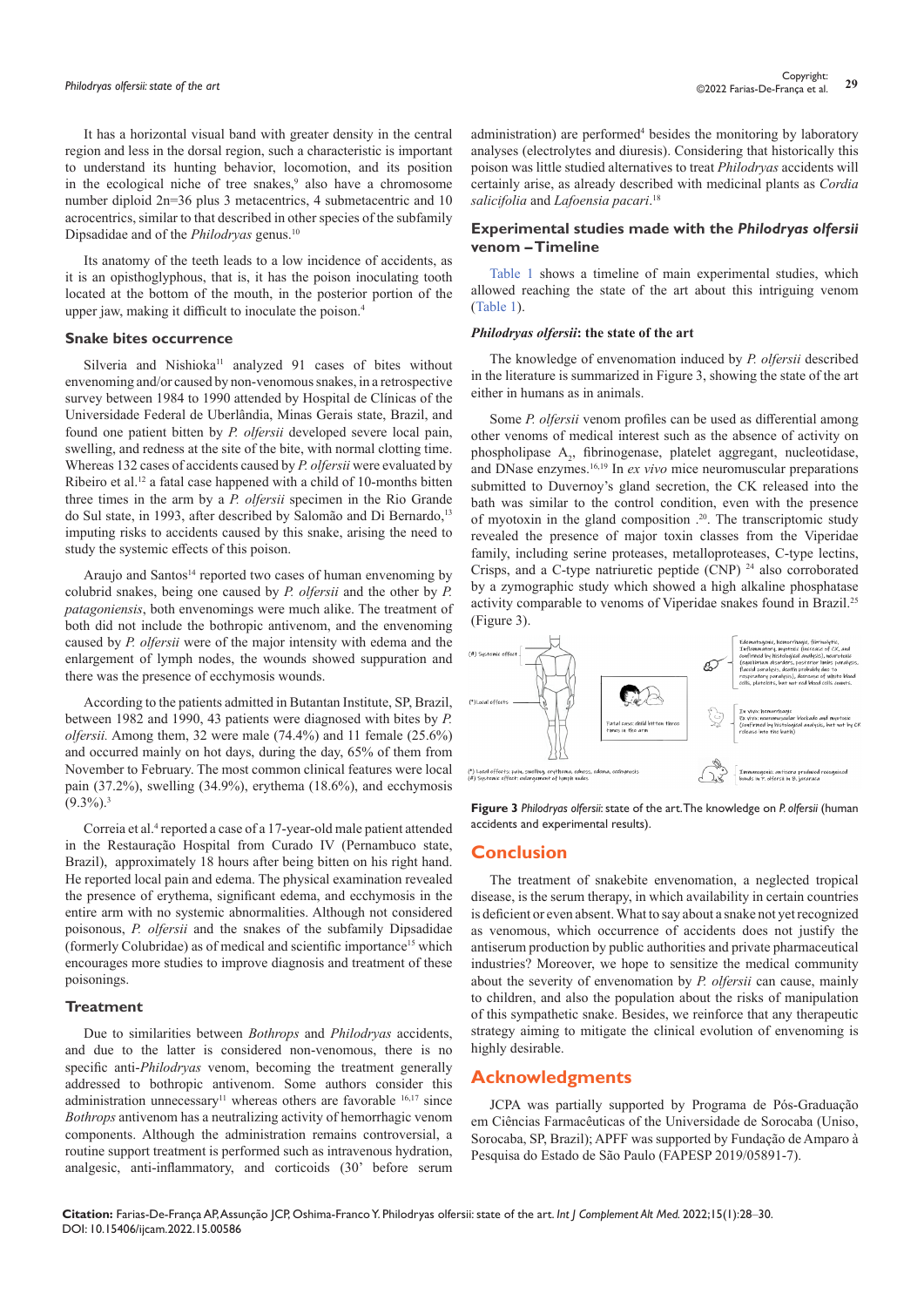It has a horizontal visual band with greater density in the central region and less in the dorsal region, such a characteristic is important to understand its hunting behavior, locomotion, and its position in the ecological niche of tree snakes,[9] also have a chromosome number diploid 2n=36 plus 3 metacentrics, 4 submetacentric and 10 acrocentrics, similar to that described in other species of the subfamily Dipsadidae and of the *Philodryas* genus.[10]

Its anatomy of the teeth leads to a low incidence of accidents, as it is an opisthoglyphous, that is, it has the poison inoculating tooth located at the bottom of the mouth, in the posterior portion of the upper jaw, making it difficult to inoculate the poison.[4]

## Snake bites occurrence

Silveria and Nishioka[11] analyzed 91 cases of bites without envenoming and/or caused by non-venomous snakes, in a retrospective survey between 1984 to 1990 attended by Hospital de Clínicas of the Universidade Federal de Uberlândia, Minas Gerais state, Brazil, and found one patient bitten by *P. olfersii* developed severe local pain, swelling, and redness at the site of the bite, with normal clotting time. Whereas 132 cases of accidents caused by *P. olfersii* were evaluated by Ribeiro et al.[12] a fatal case happened with a child of 10-months bitten three times in the arm by a *P. olfersii* specimen in the Rio Grande do Sul state, in 1993, after described by Salomão and Di Bernardo,[13] imputing risks to accidents caused by this snake, arising the need to study the systemic effects of this poison.

Araujo and Santos[14] reported two cases of human envenoming by colubrid snakes, being one caused by *P. olfersii* and the other by *P. patagoniensis*, both envenomings were much alike. The treatment of both did not include the bothropic antivenom, and the envenoming caused by *P. olfersii* were of the major intensity with edema and the enlargement of lymph nodes, the wounds showed suppuration and there was the presence of ecchymosis wounds.

According to the patients admitted in Butantan Institute, SP, Brazil, between 1982 and 1990, 43 patients were diagnosed with bites by *P. olfersii*. Among them, 32 were male (74.4%) and 11 female (25.6%) and occurred mainly on hot days, during the day, 65% of them from November to February. The most common clinical features were local pain (37.2%), swelling (34.9%), erythema (18.6%), and ecchymosis (9.3%).[3]

Correia et al.[4] reported a case of a 17-year-old male patient attended in the Restauração Hospital from Curado IV (Pernambuco state, Brazil), approximately 18 hours after being bitten on his right hand. He reported local pain and edema. The physical examination revealed the presence of erythema, significant edema, and ecchymosis in the entire arm with no systemic abnormalities. Although not considered poisonous, *P. olfersii* and the snakes of the subfamily Dipsadidae (formerly Colubridae) as of medical and scientific importance[15] which encourages more studies to improve diagnosis and treatment of these poisonings.

## Treatment

Due to similarities between *Bothrops* and *Philodryas* accidents, and due to the latter is considered non-venomous, there is no specific anti-*Philodryas* venom, becoming the treatment generally addressed to bothropic antivenom. Some authors consider this administration unnecessary[11] whereas others are favorable [16,17] since *Bothrops* antivenom has a neutralizing activity of hemorrhagic venom components. Although the administration remains controversial, a routine support treatment is performed such as intravenous hydration, analgesic, anti-inflammatory, and corticoids (30' before serum administration) are performed[4] besides the monitoring by laboratory analyses (electrolytes and diuresis). Considering that historically this poison was little studied alternatives to treat *Philodryas* accidents will certainly arise, as already described with medicinal plants as *Cordia salicifolia* and *Lafoensia pacari*.[18]

## Experimental studies made with the *Philodryas olfersii* venom – Timeline

Table 1 shows a timeline of main experimental studies, which allowed reaching the state of the art about this intriguing venom (Table 1).

### *Philodryas olfersii*: the state of the art

The knowledge of envenomation induced by *P. olfersii* described in the literature is summarized in Figure 3, showing the state of the art either in humans as in animals.

Some *P. olfersii* venom profiles can be used as differential among other venoms of medical interest such as the absence of activity on phospholipase $A_2$, fibrinogenase, platelet aggregant, nucleotidase, and DNase enzymes.[16,19] In *ex vivo* mice neuromuscular preparations submitted to Duvernoy's gland secretion, the CK released into the bath was similar to the control condition, even with the presence of myotoxin in the gland composition .[20]. The transcriptomic study revealed the presence of major toxin classes from the Viperidae family, including serine proteases, metalloproteases, C-type lectins, Crisps, and a C-type natriuretic peptide (CNP) [24] also corroborated by a zymographic study which showed a high alkaline phosphatase activity comparable to venoms of Viperidae snakes found in Brazil.[25] (Figure 3).

**Figure 3** *Philodryas olfersii*: state of the art. The knowledge on *P. olfersii* (human accidents and experimental results).

## Conclusion

The treatment of snakebite envenomation, a neglected tropical disease, is the serum therapy, in which availability in certain countries is deficient or even absent. What to say about a snake not yet recognized as venomous, which occurrence of accidents does not justify the antiserum production by public authorities and private pharmaceutical industries? Moreover, we hope to sensitize the medical community about the severity of envenomation by *P. olfersii* can cause, mainly to children, and also the population about the risks of manipulation of this sympathetic snake. Besides, we reinforce that any therapeutic strategy aiming to mitigate the clinical evolution of envenoming is highly desirable.

## Acknowledgments

JCPA was partially supported by Programa de Pós-Graduação em Ciências Farmacêuticas of the Universidade de Sorocaba (Uniso, Sorocaba, SP, Brazil); APFF was supported by Fundação de Amparo à Pesquisa do Estado de São Paulo (FAPESP 2019/05891-7).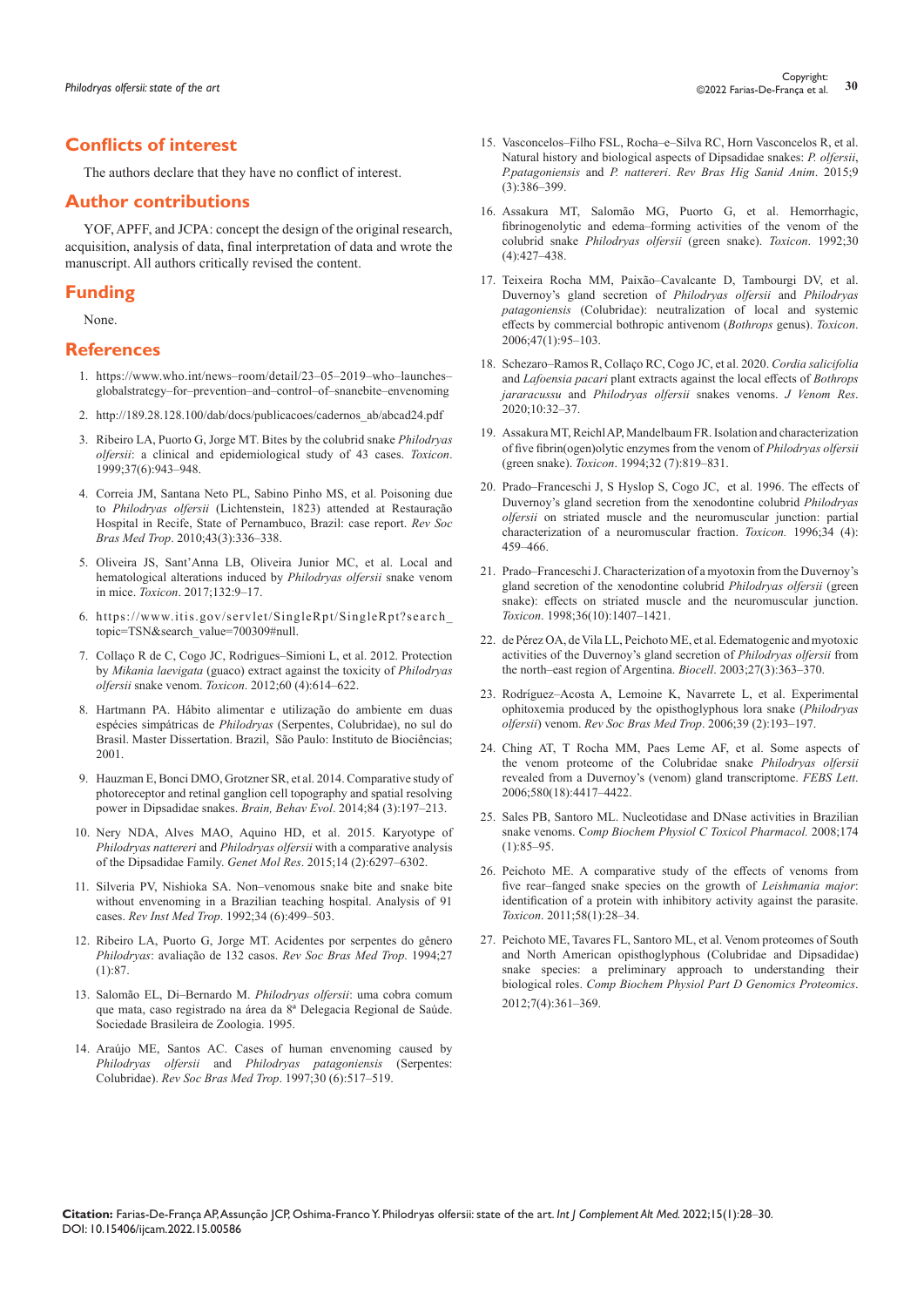## Conflicts of interest

The authors declare that they have no conflict of interest.

## Author contributions

YOF, APFF, and JCPA: concept the design of the original research, acquisition, analysis of data, final interpretation of data and wrote the manuscript. All authors critically revised the content.

## Funding

None.

## References

1. https://www.who.int/news–room/detail/23–05–2019–who–launches–globalstrategy–for–prevention–and–control–of–snanebite–envenoming
2. http://189.28.128.100/dab/docs/publicacoes/cadernos_ab/abcad24.pdf
3. Ribeiro LA, Puorto G, Jorge MT. Bites by the colubrid snake *Philodryas olfersii*: a clinical and epidemiological study of 43 cases. *Toxicon*. 1999;37(6):943–948.
4. Correia JM, Santana Neto PL, Sabino Pinho MS, et al. Poisoning due to *Philodryas olfersii* (Lichtenstein, 1823) attended at Restauração Hospital in Recife, State of Pernambuco, Brazil: case report. *Rev Soc Bras Med Trop*. 2010;43(3):336–338.
5. Oliveira JS, Sant'Anna LB, Oliveira Junior MC, et al. Local and hematological alterations induced by *Philodryas olfersii* snake venom in mice. *Toxicon*. 2017;132:9–17.
6. https://www.itis.gov/servlet/SingleRpt/SingleRpt?search_topic=TSN&search_value=700309#null.
7. Collaço R de C, Cogo JC, Rodrigues–Simioni L, et al. 2012. Protection by *Mikania laevigata* (guaco) extract against the toxicity of *Philodryas olfersii* snake venom. *Toxicon*. 2012;60 (4):614–622.
8. Hartmann PA. Hábito alimentar e utilização do ambiente em duas espécies simpátricas de *Philodryas* (Serpentes, Colubridae), no sul do Brasil. Master Dissertation. Brazil, São Paulo: Instituto de Biociências; 2001.
9. Hauzman E, Bonci DMO, Grotzner SR, et al. 2014. Comparative study of photoreceptor and retinal ganglion cell topography and spatial resolving power in Dipsadidae snakes. *Brain, Behav Evol*. 2014;84 (3):197–213.
10. Nery NDA, Alves MAO, Aquino HD, et al. 2015. Karyotype of *Philodryas nattereri* and *Philodryas olfersii* with a comparative analysis of the Dipsadidae Family. *Genet Mol Res*. 2015;14 (2):6297–6302.
11. Silveria PV, Nishioka SA. Non–venomous snake bite and snake bite without envenoming in a Brazilian teaching hospital. Analysis of 91 cases. *Rev Inst Med Trop*. 1992;34 (6):499–503.
12. Ribeiro LA, Puorto G, Jorge MT. Acidentes por serpentes do gênero *Philodryas*: avaliação de 132 casos. *Rev Soc Bras Med Trop*. 1994;27 (1):87.
13. Salomão EL, Di–Bernardo M. *Philodryas olfersii*: uma cobra comum que mata, caso registrado na área da 8ª Delegacia Regional de Saúde. Sociedade Brasileira de Zoologia. 1995.
14. Araújo ME, Santos AC. Cases of human envenoming caused by *Philodryas olfersii* and *Philodryas patagoniensis* (Serpentes: Colubridae). *Rev Soc Bras Med Trop*. 1997;30 (6):517–519.
15. Vasconcelos–Filho FSL, Rocha–e–Silva RC, Horn Vasconcelos R, et al. Natural history and biological aspects of Dipsadidae snakes: *P. olfersii*, *P.patagoniensis* and *P. nattereri*. *Rev Bras Hig Sanid Anim*. 2015;9 (3):386–399.
16. Assakura MT, Salomão MG, Puorto G, et al. Hemorrhagic, fibrinogenolytic and edema–forming activities of the venom of the colubrid snake *Philodryas olfersii* (green snake). *Toxicon*. 1992;30 (4):427–438.
17. Teixeira Rocha MM, Paixão–Cavalcante D, Tambourgi DV, et al. Duvernoy's gland secretion of *Philodryas olfersii* and *Philodryas patagoniensis* (Colubridae): neutralization of local and systemic effects by commercial bothropic antivenom (*Bothrops* genus). *Toxicon*. 2006;47(1):95–103.
18. Schezaro–Ramos R, Collaço RC, Cogo JC, et al. 2020. *Cordia salicifolia* and *Lafoensia pacari* plant extracts against the local effects of *Bothrops jararacussu* and *Philodryas olfersii* snakes venoms. *J Venom Res*. 2020;10:32–37.
19. Assakura MT, Reichl AP, Mandelbaum FR. Isolation and characterization of five fibrin(ogen)olytic enzymes from the venom of *Philodryas olfersii* (green snake). *Toxicon*. 1994;32 (7):819–831.
20. Prado–Franceschi J, S Hyslop S, Cogo JC, et al. 1996. The effects of Duvernoy's gland secretion from the xenodontine colubrid *Philodryas olfersii* on striated muscle and the neuromuscular junction: partial characterization of a neuromuscular fraction. *Toxicon.* 1996;34 (4): 459–466.
21. Prado–Franceschi J. Characterization of a myotoxin from the Duvernoy's gland secretion of the xenodontine colubrid *Philodryas olfersii* (green snake): effects on striated muscle and the neuromuscular junction. *Toxicon*. 1998;36(10):1407–1421.
22. de Pérez OA, de Vila LL, Peichoto ME, et al. Edematogenic and myotoxic activities of the Duvernoy's gland secretion of *Philodryas olfersii* from the north–east region of Argentina. *Biocell*. 2003;27(3):363–370.
23. Rodríguez–Acosta A, Lemoine K, Navarrete L, et al. Experimental ophitoxemia produced by the opisthoglyphous lora snake (*Philodryas olfersii*) venom. *Rev Soc Bras Med Trop*. 2006;39 (2):193–197.
24. Ching AT, T Rocha MM, Paes Leme AF, et al. Some aspects of the venom proteome of the Colubridae snake *Philodryas olfersii* revealed from a Duvernoy's (venom) gland transcriptome. *FEBS Lett*. 2006;580(18):4417–4422.
25. Sales PB, Santoro ML. Nucleotidase and DNase activities in Brazilian snake venoms. *Comp Biochem Physiol C Toxicol Pharmacol.* 2008;174 (1):85–95.
26. Peichoto ME. A comparative study of the effects of venoms from five rear–fanged snake species on the growth of *Leishmania major*: identification of a protein with inhibitory activity against the parasite. *Toxicon*. 2011;58(1):28–34.
27. Peichoto ME, Tavares FL, Santoro ML, et al. Venom proteomes of South and North American opisthoglyphous (Colubridae and Dipsadidae) snake species: a preliminary approach to understanding their biological roles. *Comp Biochem Physiol Part D Genomics Proteomics*. 2012;7(4):361–369.